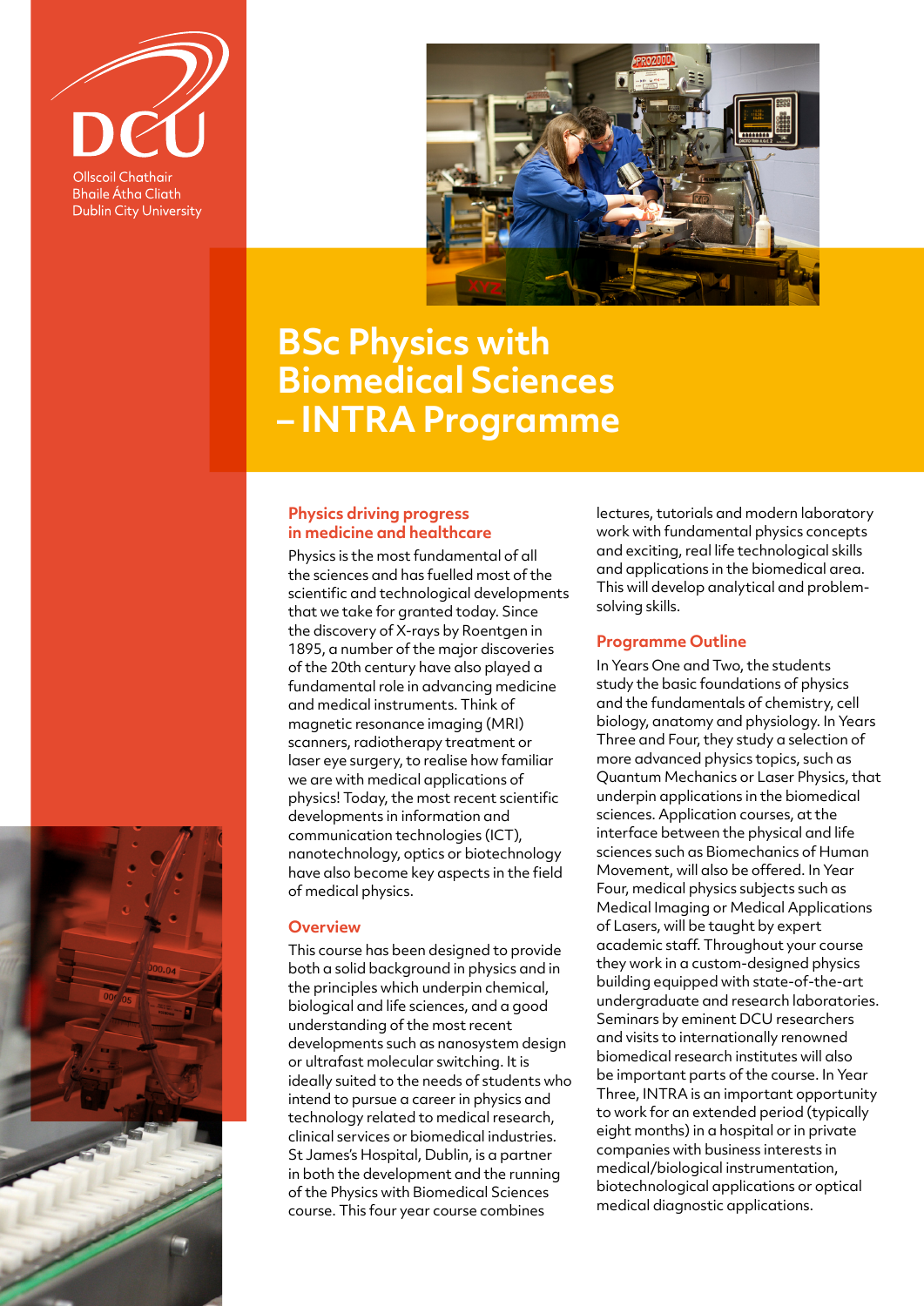DCU

Ollscoil Chathair Bhaile Átha Cliath
Dublin City University

# BSc Physics with Biomedical Sciences – INTRA Programme

## Physics driving progress in medicine and healthcare

Physics is the most fundamental of all the sciences and has fuelled most of the scientific and technological developments that we take for granted today. Since the discovery of X-rays by Roentgen in 1895, a number of the major discoveries of the 20th century have also played a fundamental role in advancing medicine and medical instruments. Think of magnetic resonance imaging (MRI) scanners, radiotherapy treatment or laser eye surgery, to realise how familiar we are with medical applications of physics! Today, the most recent scientific developments in information and communication technologies (ICT), nanotechnology, optics or biotechnology have also become key aspects in the field of medical physics.

## Overview

This course has been designed to provide both a solid background in physics and in the principles which underpin chemical, biological and life sciences, and a good understanding of the most recent developments such as nanosystem design or ultrafast molecular switching. It is ideally suited to the needs of students who intend to pursue a career in physics and technology related to medical research, clinical services or biomedical industries. St James's Hospital, Dublin, is a partner in both the development and the running of the Physics with Biomedical Sciences course. This four year course combines lectures, tutorials and modern laboratory work with fundamental physics concepts and exciting, real life technological skills and applications in the biomedical area. This will develop analytical and problem-solving skills.

## Programme Outline

In Years One and Two, the students study the basic foundations of physics and the fundamentals of chemistry, cell biology, anatomy and physiology. In Years Three and Four, they study a selection of more advanced physics topics, such as Quantum Mechanics or Laser Physics, that underpin applications in the biomedical sciences. Application courses, at the interface between the physical and life sciences such as Biomechanics of Human Movement, will also be offered. In Year Four, medical physics subjects such as Medical Imaging or Medical Applications of Lasers, will be taught by expert academic staff. Throughout your course they work in a custom-designed physics building equipped with state-of-the-art undergraduate and research laboratories. Seminars by eminent DCU researchers and visits to internationally renowned biomedical research institutes will also be important parts of the course. In Year Three, INTRA is an important opportunity to work for an extended period (typically eight months) in a hospital or in private companies with business interests in medical/biological instrumentation, biotechnological applications or optical medical diagnostic applications.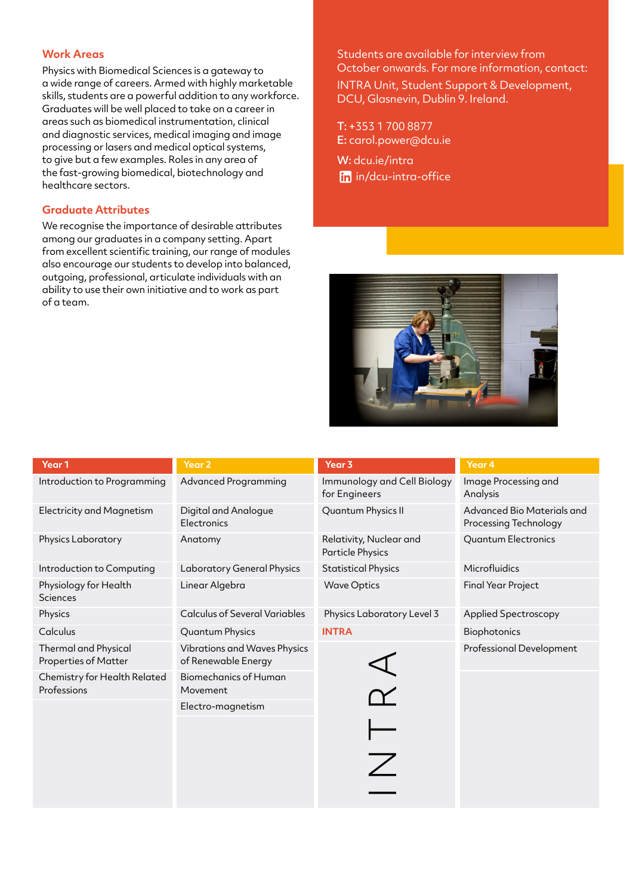## Work Areas

Physics with Biomedical Sciences is a gateway to a wide range of careers. Armed with highly marketable skills, students are a powerful addition to any workforce. Graduates will be well placed to take on a career in areas such as biomedical instrumentation, clinical and diagnostic services, medical imaging and image processing or lasers and medical optical systems, to give but a few examples. Roles in any area of the fast-growing biomedical, biotechnology and healthcare sectors.

## Graduate Attributes

We recognise the importance of desirable attributes among our graduates in a company setting. Apart from excellent scientific training, our range of modules also encourage our students to develop into balanced, outgoing, professional, articulate individuals with an ability to use their own initiative and to work as part of a team.

Students are available for interview from October onwards. For more information, contact:

INTRA Unit, Student Support & Development, DCU, Glasnevin, Dublin 9. Ireland.

**T:** +353 1 700 8877
**E:** carol.power@dcu.ie

**W:** dcu.ie/intra
in/dcu-intra-office

| Year 1 | Year 2 | Year 3 | Year 4 |
|---|---|---|---|
| Introduction to Programming | Advanced Programming | Immunology and Cell Biology for Engineers | Image Processing and Analysis |
| Electricity and Magnetism | Digital and Analogue Electronics | Quantum Physics II | Advanced Bio Materials and Processing Technology |
| Physics Laboratory | Anatomy | Relativity, Nuclear and Particle Physics | Quantum Electronics |
| Introduction to Computing | Laboratory General Physics | Statistical Physics | Microfluidics |
| Physiology for Health Sciences | Linear Algebra | Wave Optics | Final Year Project |
| Physics | Calculus of Several Variables | Physics Laboratory Level 3 | Applied Spectroscopy |
| Calculus | Quantum Physics | INTRA | Biophotonics |
| Thermal and Physical Properties of Matter | Vibrations and Waves Physics of Renewable Energy | INTRA | Professional Development |
| Chemistry for Health Related Professions | Biomechanics of Human Movement | | |
| | Electro-magnetism | | |